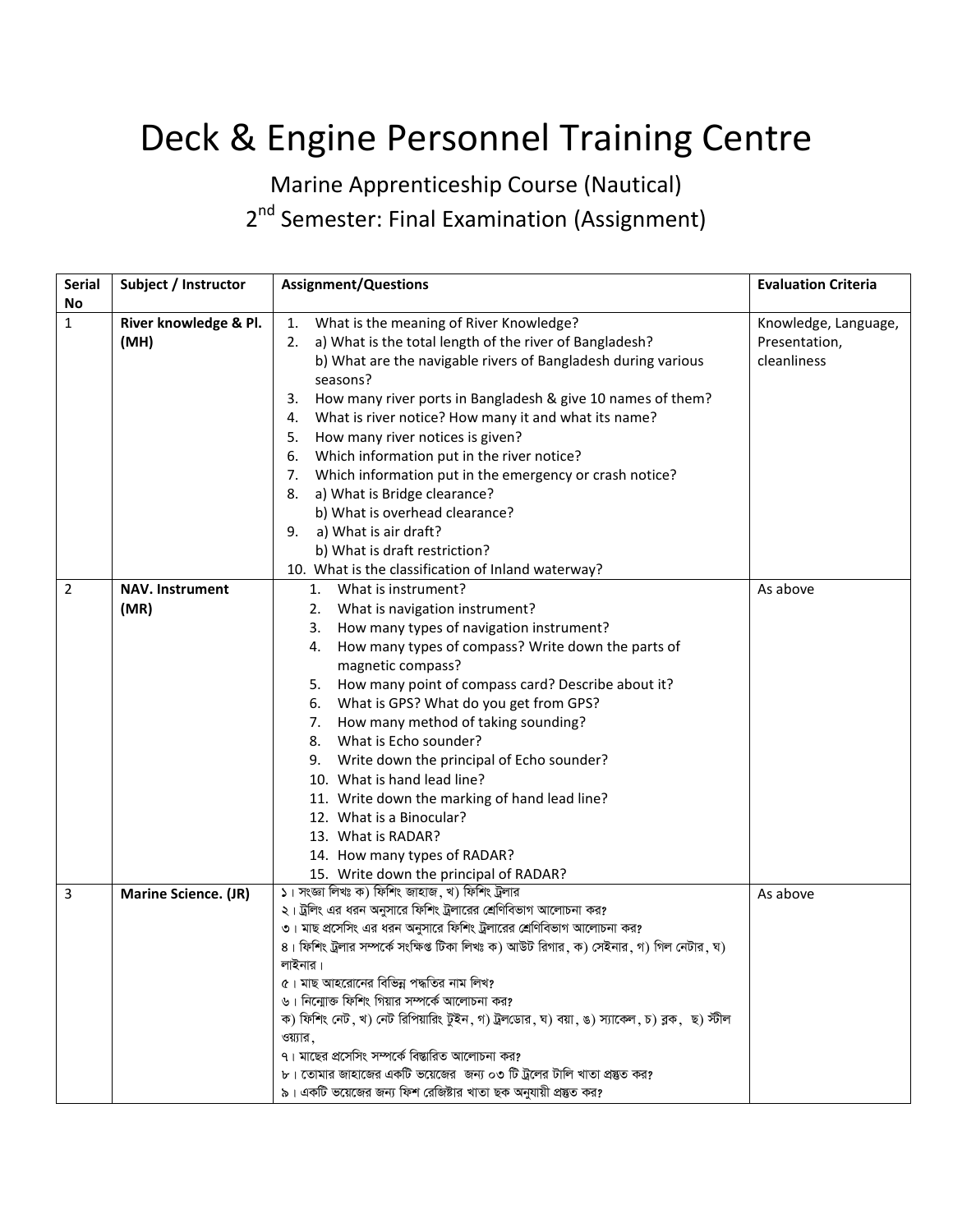# Deck & Engine Personnel Training Centre

## Marine Apprenticeship Course (Nautical)

## 2nd Semester: Final Examination (Assignment)

| Serial No | Subject / Instructor | Assignment/Questions | Evaluation Criteria |
|---|---|---|---|
| 1 | **River knowledge & Pl. (MH)** | 1. What is the meaning of River Knowledge?<br>2. a) What is the total length of the river of Bangladesh?<br>b) What are the navigable rivers of Bangladesh during various seasons?<br>3. How many river ports in Bangladesh & give 10 names of them?<br>4. What is river notice? How many it and what its name?<br>5. How many river notices is given?<br>6. Which information put in the river notice?<br>7. Which information put in the emergency or crash notice?<br>8. a) What is Bridge clearance?<br>b) What is overhead clearance?<br>9. a) What is air draft?<br>b) What is draft restriction?<br>10. What is the classification of Inland waterway? | Knowledge, Language, Presentation, cleanliness |
| 2 | **NAV. Instrument (MR)** | 1. What is instrument?<br>2. What is navigation instrument?<br>3. How many types of navigation instrument?<br>4. How many types of compass? Write down the parts of magnetic compass?<br>5. How many point of compass card? Describe about it?<br>6. What is GPS? What do you get from GPS?<br>7. How many method of taking sounding?<br>8. What is Echo sounder?<br>9. Write down the principal of Echo sounder?<br>10. What is hand lead line?<br>11. Write down the marking of hand lead line?<br>12. What is a Binocular?<br>13. What is RADAR?<br>14. How many types of RADAR?<br>15. Write down the principal of RADAR? | As above |
| 3 | **Marine Science. (JR)** | ১। সংজ্ঞা লিখঃ ক) ফিশিং জাহাজ, খ) ফিশিং ট্রলার<br>২। ট্রলিং এর ধরন অনুসারে ফিশিং ট্রলারের শ্রেণিবিভাগ আলোচনা কর?<br>৩। মাছ প্রসেসিং এর ধরন অনুসারে ফিশিং ট্রলারের শ্রেণিবিভাগ আলোচনা কর?<br>৪। ফিশিং ট্রলার সম্পর্কে সংক্ষিপ্ত টিকা লিখঃ ক) আউট রিগার, ক) সেইনার, গ) গিল নেটার, ঘ) লাইনার।<br>৫। মাছ আহরোনের বিভিন্ন পদ্ধতির নাম লিখ?<br>৬। নিম্নোক্ত ফিশিং গিয়ার সম্পর্কে আলোচনা কর?<br>ক) ফিশিং নেট, খ) নেট রিপিয়ারিং টুইন, গ) ট্রলডোর, ঘ) বয়া, ঙ) স্যাকেল, চ) ব্লক, ছ) স্টীল ওয়্যার,<br>৭। মাছের প্রসেসিং সম্পর্কে বিস্তারিত আলোচনা কর?<br>৮। তোমার জাহাজের একটি ভয়েজের জন্য ০৩ টি ট্রলের টালি খাতা প্রস্তুত কর?<br>৯। একটি ভয়েজের জন্য ফিশ রেজিষ্টার খাতা ছক অনুযায়ী প্রস্তুত কর? | As above |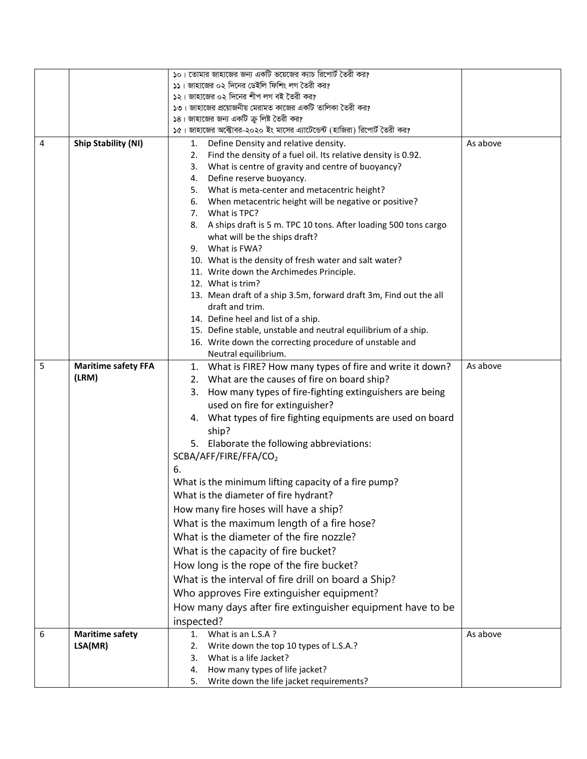| | | | |
|---|---|---|---|
| | | ১০। তোমার জাহাজের জন্য একটি ভয়েজের ক্যাচ রিপোর্ট তৈরী কর?<br>১১। জাহাজের ০২ দিনের ডেইলি ফিশিং লগ তৈরী কর?<br>১২। জাহাজের ০২ দিনের শীপ লগ বই তৈরী কর?<br>১৩। জাহাজের প্রয়োজনীয় মেরামত কাজের একটি তালিকা তৈরী কর?<br>১৪। জাহাজের জন্য একটি ক্রু লিষ্ট তৈরী কর?<br>১৫। জাহাজের অক্টোবর-২০২০ ইং মাসের এ্যাটেন্ডেন্ট (হাজিরা) রিপোর্ট তৈরী কর? | |
| 4 | **Ship Stability (NI)** | 1. Define Density and relative density.<br>2. Find the density of a fuel oil. Its relative density is 0.92.<br>3. What is centre of gravity and centre of buoyancy?<br>4. Define reserve buoyancy.<br>5. What is meta-center and metacentric height?<br>6. When metacentric height will be negative or positive?<br>7. What is TPC?<br>8. A ships draft is 5 m. TPC 10 tons. After loading 500 tons cargo what will be the ships draft?<br>9. What is FWA?<br>10. What is the density of fresh water and salt water?<br>11. Write down the Archimedes Principle.<br>12. What is trim?<br>13. Mean draft of a ship 3.5m, forward draft 3m, Find out the all draft and trim.<br>14. Define heel and list of a ship.<br>15. Define stable, unstable and neutral equilibrium of a ship.<br>16. Write down the correcting procedure of unstable and Neutral equilibrium. | As above |
| 5 | **Maritime safety FFA (LRM)** | 1. What is FIRE? How many types of fire and write it down?<br>2. What are the causes of fire on board ship?<br>3. How many types of fire-fighting extinguishers are being used on fire for extinguisher?<br>4. What types of fire fighting equipments are used on board ship?<br>5. Elaborate the following abbreviations:<br>SCBA/AFF/FIRE/FFA/$CO_2$<br>6.<br>What is the minimum lifting capacity of a fire pump?<br>What is the diameter of fire hydrant?<br>How many fire hoses will have a ship?<br>What is the maximum length of a fire hose?<br>What is the diameter of the fire nozzle?<br>What is the capacity of fire bucket?<br>How long is the rope of the fire bucket?<br>What is the interval of fire drill on board a Ship?<br>Who approves Fire extinguisher equipment?<br>How many days after fire extinguisher equipment have to be inspected? | As above |
| 6 | **Maritime safety LSA(MR)** | 1. What is an L.S.A ?<br>2. Write down the top 10 types of L.S.A.?<br>3. What is a life Jacket?<br>4. How many types of life jacket?<br>5. Write down the life jacket requirements? | As above |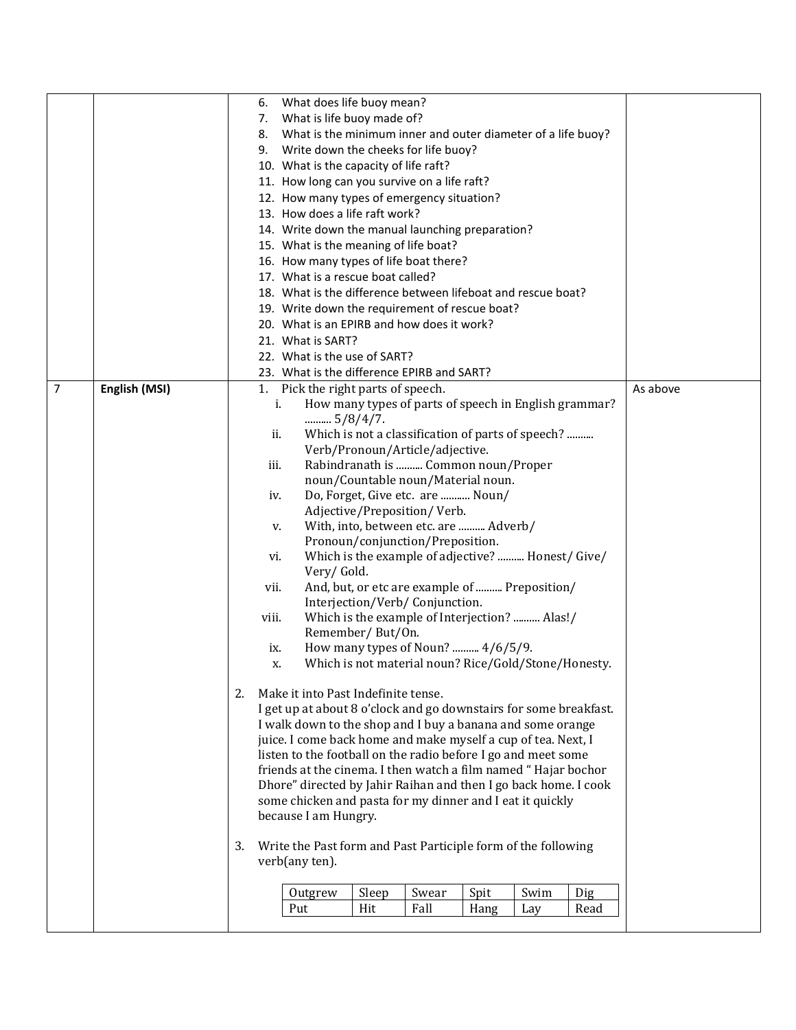| | | | |
|---|---|---|---|
| | | 6. What does life buoy mean?<br>7. What is life buoy made of?<br>8. What is the minimum inner and outer diameter of a life buoy?<br>9. Write down the cheeks for life buoy?<br>10. What is the capacity of life raft?<br>11. How long can you survive on a life raft?<br>12. How many types of emergency situation?<br>13. How does a life raft work?<br>14. Write down the manual launching preparation?<br>15. What is the meaning of life boat?<br>16. How many types of life boat there?<br>17. What is a rescue boat called?<br>18. What is the difference between lifeboat and rescue boat?<br>19. Write down the requirement of rescue boat?<br>20. What is an EPIRB and how does it work?<br>21. What is SART?<br>22. What is the use of SART?<br>23. What is the difference EPIRB and SART? | |
| 7 | **English (MSI)** | 1. Pick the right parts of speech.<br>i. How many types of parts of speech in English grammar? .......... 5/8/4/7.<br>ii. Which is not a classification of parts of speech? .......... Verb/Pronoun/Article/adjective.<br>iii. Rabindranath is .......... Common noun/Proper noun/Countable noun/Material noun.<br>iv. Do, Forget, Give etc. are ........... Noun/ Adjective/Preposition/ Verb.<br>v. With, into, between etc. are .......... Adverb/ Pronoun/conjunction/Preposition.<br>vi. Which is the example of adjective? .......... Honest/ Give/ Very/ Gold.<br>vii. And, but, or etc are example of .......... Preposition/ Interjection/Verb/ Conjunction.<br>viii. Which is the example of Interjection? .......... Alas!/ Remember/ But/On.<br>ix. How many types of Noun? .......... 4/6/5/9.<br>x. Which is not material noun? Rice/Gold/Stone/Honesty.<br><br>2. Make it into Past Indefinite tense.<br>I get up at about 8 o'clock and go downstairs for some breakfast. I walk down to the shop and I buy a banana and some orange juice. I come back home and make myself a cup of tea. Next, I listen to the football on the radio before I go and meet some friends at the cinema. I then watch a film named " Hajar bochor Dhore" directed by Jahir Raihan and then I go back home. I cook some chicken and pasta for my dinner and I eat it quickly because I am Hungry.<br><br>3. Write the Past form and Past Participle form of the following verb(any ten).<br><br>Outgrew, Sleep, Swear, Spit, Swim, Dig<br>Put, Hit, Fall, Hang, Lay, Read | As above |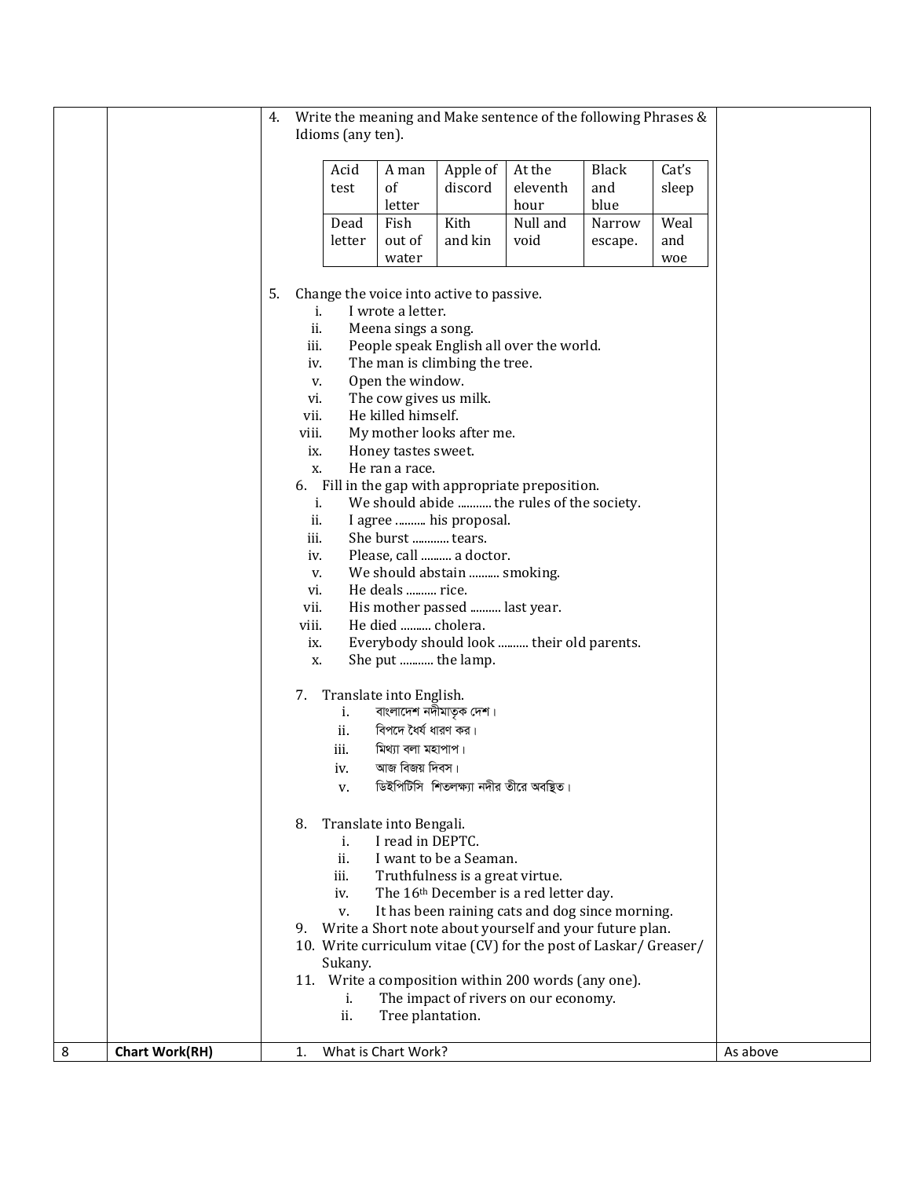| | | 4. Write the meaning and Make sentence of the following Phrases & Idioms (any ten). | |
|---|---|---|---|

| Acid test | A man of letter | Apple of discord | At the eleventh hour | Black and blue | Cat's sleep |
|---|---|---|---|---|---|
| Dead letter | Fish out of water | Kith and kin | Null and void | Narrow escape. | Weal and woe |

5. Change the voice into active to passive.
   - i. I wrote a letter.
   - ii. Meena sings a song.
   - iii. People speak English all over the world.
   - iv. The man is climbing the tree.
   - v. Open the window.
   - vi. The cow gives us milk.
   - vii. He killed himself.
   - viii. My mother looks after me.
   - ix. Honey tastes sweet.
   - x. He ran a race.

6. Fill in the gap with appropriate preposition.
   - i. We should abide ........... the rules of the society.
   - ii. I agree .......... his proposal.
   - iii. She burst ............ tears.
   - iv. Please, call .......... a doctor.
   - v. We should abstain .......... smoking.
   - vi. He deals .......... rice.
   - vii. His mother passed .......... last year.
   - viii. He died .......... cholera.
   - ix. Everybody should look .......... their old parents.
   - x. She put ........... the lamp.

7. Translate into English.
   - i. বাংলাদেশ নদীমাতৃক দেশ।
   - ii. বিপদে ধৈর্য ধারণ কর।
   - iii. মিথ্যা বলা মহাপাপ।
   - iv. আজ বিজয় দিবস।
   - v. ডিইপিটিসি শিতলক্ষ্যা নদীর তীরে অবস্থিত।

8. Translate into Bengali.
   - i. I read in DEPTC.
   - ii. I want to be a Seaman.
   - iii. Truthfulness is a great virtue.
   - iv. The 16th December is a red letter day.
   - v. It has been raining cats and dog since morning.

9. Write a Short note about yourself and your future plan.

10. Write curriculum vitae (CV) for the post of Laskar/ Greaser/ Sukany.

11. Write a composition within 200 words (any one).
    - i. The impact of rivers on our economy.
    - ii. Tree plantation.

| 8 | **Chart Work(RH)** | 1. What is Chart Work? | As above |
|---|---|---|---|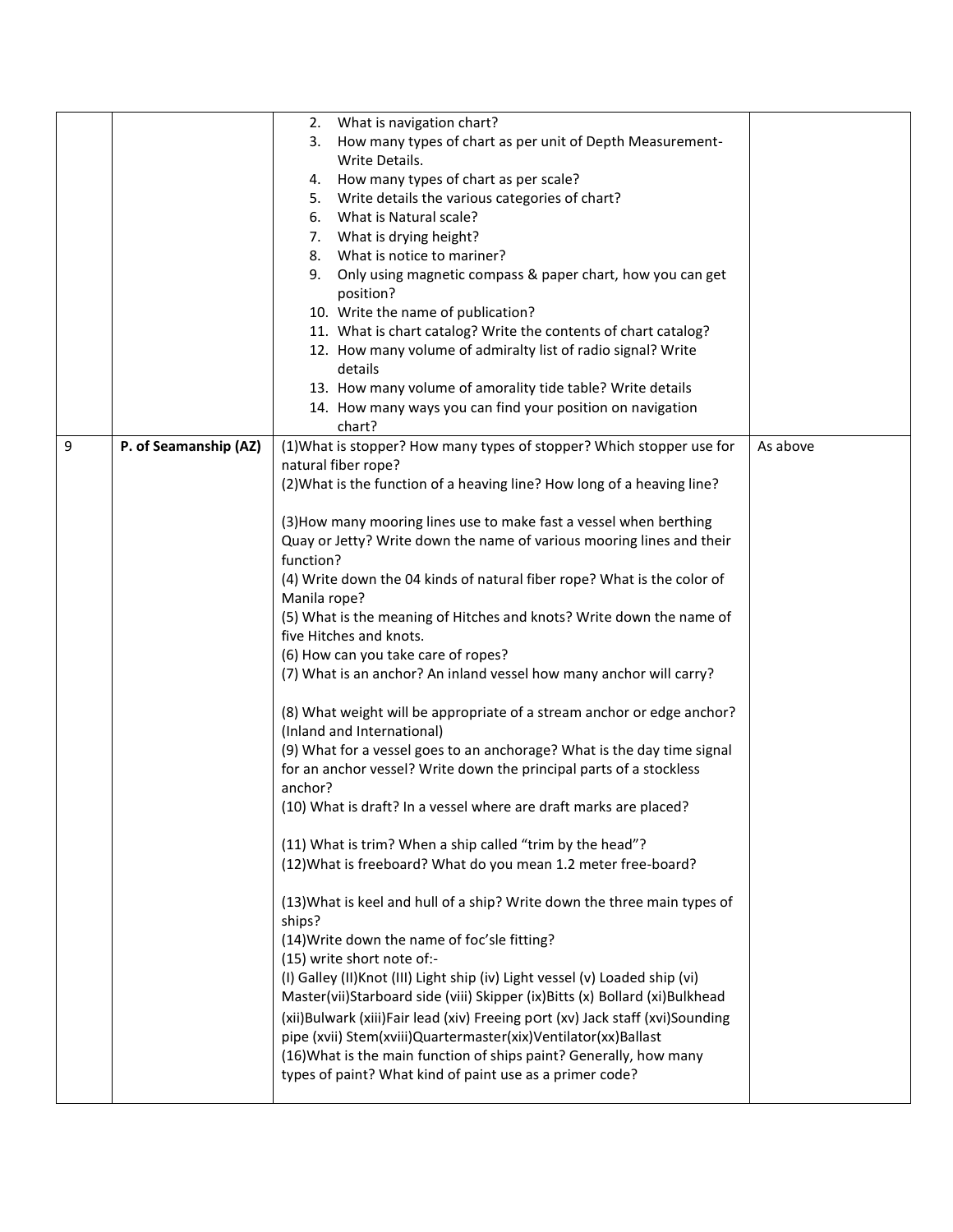| | | | |
|---|---|---|---|
| | | 2. What is navigation chart?<br>3. How many types of chart as per unit of Depth Measurement-Write Details.<br>4. How many types of chart as per scale?<br>5. Write details the various categories of chart?<br>6. What is Natural scale?<br>7. What is drying height?<br>8. What is notice to mariner?<br>9. Only using magnetic compass & paper chart, how you can get position?<br>10. Write the name of publication?<br>11. What is chart catalog? Write the contents of chart catalog?<br>12. How many volume of admiralty list of radio signal? Write details<br>13. How many volume of amorality tide table? Write details<br>14. How many ways you can find your position on navigation chart? | |
| 9 | **P. of Seamanship (AZ)** | (1)What is stopper? How many types of stopper? Which stopper use for natural fiber rope?<br>(2)What is the function of a heaving line? How long of a heaving line?<br><br>(3)How many mooring lines use to make fast a vessel when berthing Quay or Jetty? Write down the name of various mooring lines and their function?<br>(4) Write down the 04 kinds of natural fiber rope? What is the color of Manila rope?<br>(5) What is the meaning of Hitches and knots? Write down the name of five Hitches and knots.<br>(6) How can you take care of ropes?<br>(7) What is an anchor? An inland vessel how many anchor will carry?<br><br>(8) What weight will be appropriate of a stream anchor or edge anchor? (Inland and International)<br>(9) What for a vessel goes to an anchorage? What is the day time signal for an anchor vessel? Write down the principal parts of a stockless anchor?<br>(10) What is draft? In a vessel where are draft marks are placed?<br><br>(11) What is trim? When a ship called "trim by the head"?<br>(12)What is freeboard? What do you mean 1.2 meter free-board?<br><br>(13)What is keel and hull of a ship? Write down the three main types of ships?<br>(14)Write down the name of foc'sle fitting?<br>(15) write short note of:-<br>(I) Galley (II)Knot (III) Light ship (iv) Light vessel (v) Loaded ship (vi) Master(vii)Starboard side (viii) Skipper (ix)Bitts (x) Bollard (xi)Bulkhead (xii)Bulwark (xiii)Fair lead (xiv) Freeing port (xv) Jack staff (xvi)Sounding pipe (xvii) Stem(xviii)Quartermaster(xix)Ventilator(xx)Ballast<br>(16)What is the main function of ships paint? Generally, how many types of paint? What kind of paint use as a primer code? | As above |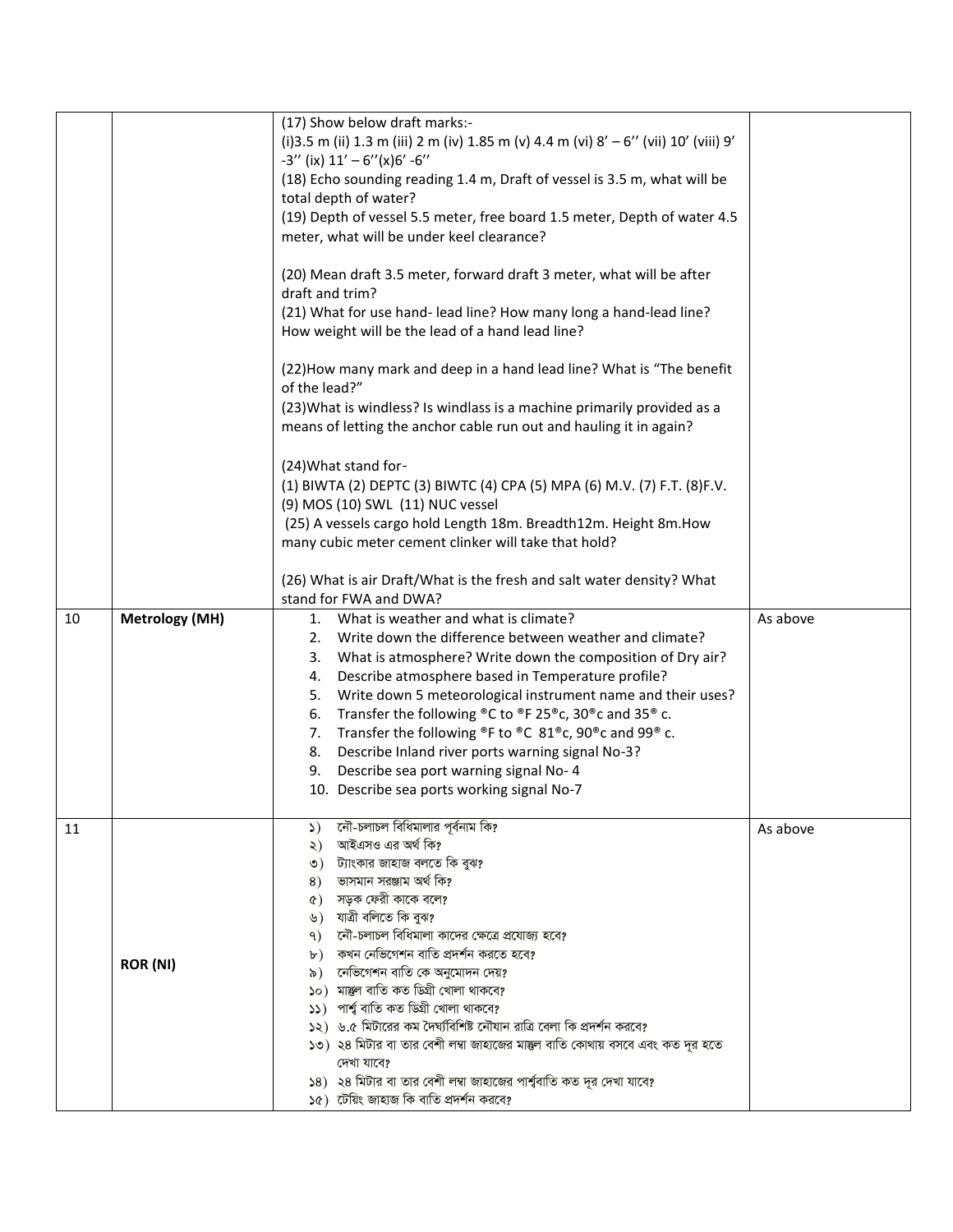| | | | |
|---|---|---|---|
| | | (17) Show below draft marks:-<br>(i)3.5 m (ii) 1.3 m (iii) 2 m (iv) 1.85 m (v) 4.4 m (vi) 8' – 6'' (vii) 10' (viii) 9' -3'' (ix) 11' – 6''(x)6' -6''<br>(18) Echo sounding reading 1.4 m, Draft of vessel is 3.5 m, what will be total depth of water?<br>(19) Depth of vessel 5.5 meter, free board 1.5 meter, Depth of water 4.5 meter, what will be under keel clearance?<br><br>(20) Mean draft 3.5 meter, forward draft 3 meter, what will be after draft and trim?<br>(21) What for use hand- lead line? How many long a hand-lead line? How weight will be the lead of a hand lead line?<br><br>(22)How many mark and deep in a hand lead line? What is "The benefit of the lead?"<br>(23)What is windless? Is windlass is a machine primarily provided as a means of letting the anchor cable run out and hauling it in again?<br><br>(24)What stand for-<br>(1) BIWTA (2) DEPTC (3) BIWTC (4) CPA (5) MPA (6) M.V. (7) F.T. (8)F.V. (9) MOS (10) SWL (11) NUC vessel<br>(25) A vessels cargo hold Length 18m. Breadth12m. Height 8m.How many cubic meter cement clinker will take that hold?<br><br>(26) What is air Draft/What is the fresh and salt water density? What stand for FWA and DWA? | |
| 10 | **Metrology (MH)** | 1. What is weather and what is climate?<br>2. Write down the difference between weather and climate?<br>3. What is atmosphere? Write down the composition of Dry air?<br>4. Describe atmosphere based in Temperature profile?<br>5. Write down 5 meteorological instrument name and their uses?<br>6. Transfer the following ®C to ®F 25®c, 30®c and 35® c.<br>7. Transfer the following ®F to ®C 81®c, 90®c and 99® c.<br>8. Describe Inland river ports warning signal No-3?<br>9. Describe sea port warning signal No- 4<br>10. Describe sea ports working signal No-7 | As above |
| 11 | **ROR (NI)** | ১) নৌ-চলাচল বিধিমালার পূর্বনাম কি?<br>২) আইএসও এর অর্থ কি?<br>৩) ট্যাংকার জাহাজ বলতে কি বুঝ?<br>৪) ভাসমান সরঞ্জাম অর্থ কি?<br>৫) সড়ক ফেরী কাকে বলে?<br>৬) যাত্রী বলিতে কি বুঝ?<br>৭) নৌ-চলাচল বিধিমালা কাদের ক্ষেত্রে প্রযোজ্য হবে?<br>৮) কখন নেভিগেশন বাতি প্রদর্শন করতে হবে?<br>৯) নেভিগেশন বাতি কে অনুমোদন দেয়?<br>১০) মাস্তুল বাতি কত ডিগ্রী খোলা থাকবে?<br>১১) পার্শ্ব বাতি কত ডিগ্রী খোলা থাকবে?<br>১২) ৬.৫ মিটারের কম দৈর্ঘ্যবিশিষ্ট নৌযান রাত্রি বেলা কি প্রদর্শন করবে?<br>১৩) ২৪ মিটার বা তার বেশী লম্বা জাহাজের মাস্তুল বাতি কোথায় বসবে এবং কত দূর হতে দেখা যাবে?<br>১৪) ২৪ মিটার বা তার বেশী লম্বা জাহাজের পার্শ্ববাতি কত দূর দেখা যাবে?<br>১৫) টোয়িং জাহাজ কি বাতি প্রদর্শন করবে? | As above |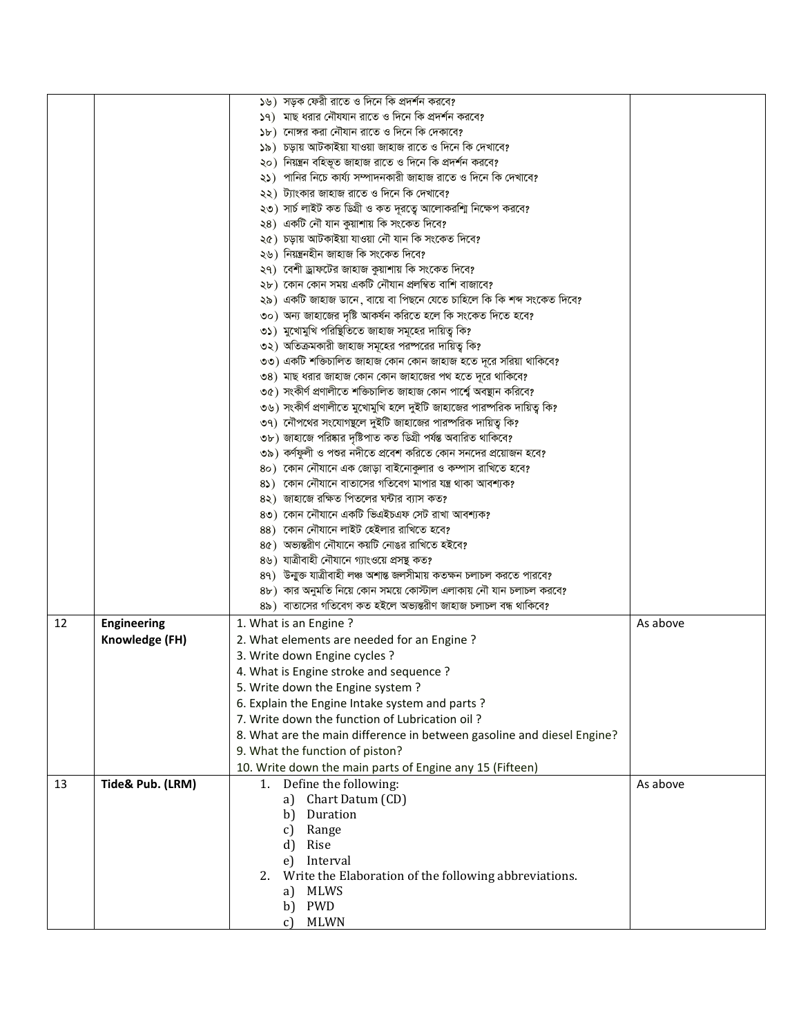| | | ১৬) সড়ক ফেরী রাতে ও দিনে কি প্রদর্শন করবে?<br>১৭) মাছ ধরার নৌযান রাতে ও দিনে কি প্রদর্শন করবে?<br>১৮) নোঙ্গর করা নৌযান রাতে ও দিনে কি দেকাবে?<br>১৯) চড়ায় আটকাইয়া যাওয়া জাহাজ রাতে ও দিনে কি দেখাবে?<br>২০) নিয়ন্ত্রন বহির্ভূত জাহাজ রাতে ও দিনে কি প্রদর্শন করবে?<br>২১) পানির নিচে কার্য্য সম্পাদনকারী জাহাজ রাতে ও দিনে কি দেখাবে?<br>২২) ট্যাংকার জাহাজ রাতে ও দিনে কি দেখাবে?<br>২৩) সার্চ লাইট কত ডিগ্রী ও কত দূরত্বে আলোকরশ্মি নিক্ষেপ করবে?<br>২৪) একটি নৌ যান কুয়াশায় কি সংকেত দিবে?<br>২৫) চড়ায় আটকাইয়া যাওয়া নৌ যান কি সংকেত দিবে?<br>২৬) নিয়ন্ত্রনহীন জাহাজ কি সংকেত দিবে?<br>২৭) বেশী ড্রাফটের জাহাজ কুয়াশায় কি সংকেত দিবে?<br>২৮) কোন কোন সময় একটি নৌযান প্রলম্বিত বাশি বাজাবে?<br>২৯) একটি জাহাজ ডানে, বায়ে বা পিছনে যেতে চাহিলে কি কি শব্দ সংকেত দিবে?<br>৩০) অন্য জাহাজের দৃষ্টি আকর্ষন করিতে হলে কি সংকেত দিতে হবে?<br>৩১) মুখোমুখি পরিস্থিতিতে জাহাজ সমূহের দায়িত্ব কি?<br>৩২) অতিক্রমকারী জাহাজ সমূহের পরস্পরের দায়িত্ব কি?<br>৩৩) একটি শক্তিচালিত জাহাজ কোন কোন জাহাজ হতে দূরে সরিয়া থাকিবে?<br>৩৪) মাছ ধরার জাহাজ কোন কোন জাহাজের পথ হতে দূরে থাকিবে?<br>৩৫) সংকীর্ণ প্রণালীতে শক্তিচালিত জাহাজ কোন পার্শ্বে অবস্থান করিবে?<br>৩৬) সংকীর্ণ প্রণালীতে মুখোমুখি হলে দুইটি জাহাজের পারস্পরিক দায়িত্ব কি?<br>৩৭) নৌপথের সংযোগস্থলে দুইটি জাহাজের পারস্পরিক দায়িত্ব কি?<br>৩৮) জাহাজে পরিষ্কার দৃষ্টিপাত কত ডিগ্রী পর্যন্ত অবারিত থাকিবে?<br>৩৯) কর্ণফুলী ও পশুর নদীতে প্রবেশ করিতে কোন সনদের প্রয়োজন হবে?<br>৪০) কোন নৌযানে এক জোড়া বাইনোকুলার ও কম্পাস রাখিতে হবে?<br>৪১) কোন নৌযানে বাতাসের গতিবেগ মাপার যন্ত্র থাকা আবশ্যক?<br>৪২) জাহাজে রক্ষিত পিতলের ঘন্টার ব্যাস কত?<br>৪৩) কোন নৌযানে একটি ভিএইচএফ সেট রাখা আবশ্যক?<br>৪৪) কোন নৌযানে লাইট হেইলার রাখিতে হবে?<br>৪৫) অভ্যন্তরীণ নৌযানে কয়টি নোঙর রাখিতে হইবে?<br>৪৬) যাত্রীবাহী নৌযানে গ্যাংওয়ে প্রসস্থ কত?<br>৪৭) উন্মুক্ত যাত্রীবাহী লঞ্চ অশান্ত জলসীমায় কতক্ষন চলাচল করতে পারবে?<br>৪৮) কার অনুমতি নিয়ে কোন সময়ে কোস্টাল এলাকায় নৌ যান চলাচল করবে?<br>৪৯) বাতাসের গতিবেগ কত হইলে অভ্যন্তরীণ জাহাজ চলাচল বন্ধ থাকিবে? | |
|---|---|---|---|
| 12 | **Engineering Knowledge (FH)** | 1. What is an Engine ?<br>2. What elements are needed for an Engine ?<br>3. Write down Engine cycles ?<br>4. What is Engine stroke and sequence ?<br>5. Write down the Engine system ?<br>6. Explain the Engine Intake system and parts ?<br>7. Write down the function of Lubrication oil ?<br>8. What are the main difference in between gasoline and diesel Engine?<br>9. What the function of piston?<br>10. Write down the main parts of Engine any 15 (Fifteen) | As above |
| 13 | **Tide& Pub. (LRM)** | 1. Define the following:<br>a) Chart Datum (CD)<br>b) Duration<br>c) Range<br>d) Rise<br>e) Interval<br>2. Write the Elaboration of the following abbreviations.<br>a) MLWS<br>b) PWD<br>c) MLWN | As above |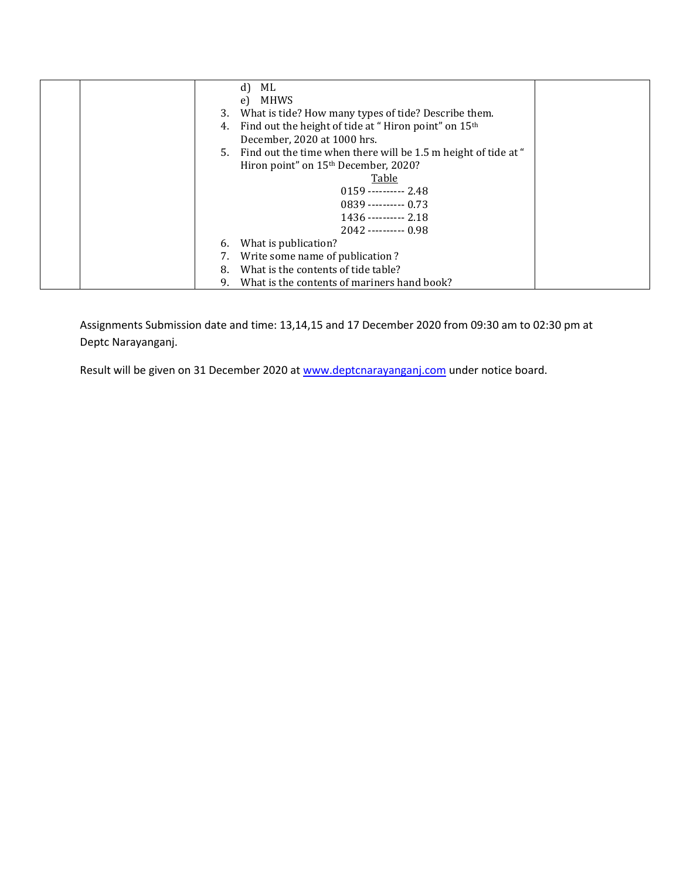|  |  |  |  |
|---|---|---|---|
|  |  | d) ML<br>e) MHWS<br>3. What is tide? How many types of tide? Describe them.<br>4. Find out the height of tide at " Hiron point" on 15th December, 2020 at 1000 hrs.<br>5. Find out the time when there will be 1.5 m height of tide at " Hiron point" on 15th December, 2020?<br>Table<br>0159 ---------- 2.48<br>0839 ---------- 0.73<br>1436 ---------- 2.18<br>2042 ---------- 0.98<br>6. What is publication?<br>7. Write some name of publication ?<br>8. What is the contents of tide table?<br>9. What is the contents of mariners hand book? |  |

Assignments Submission date and time: 13,14,15 and 17 December 2020 from 09:30 am to 02:30 pm at Deptc Narayanganj.

Result will be given on 31 December 2020 at www.deptcnarayanganj.com under notice board.